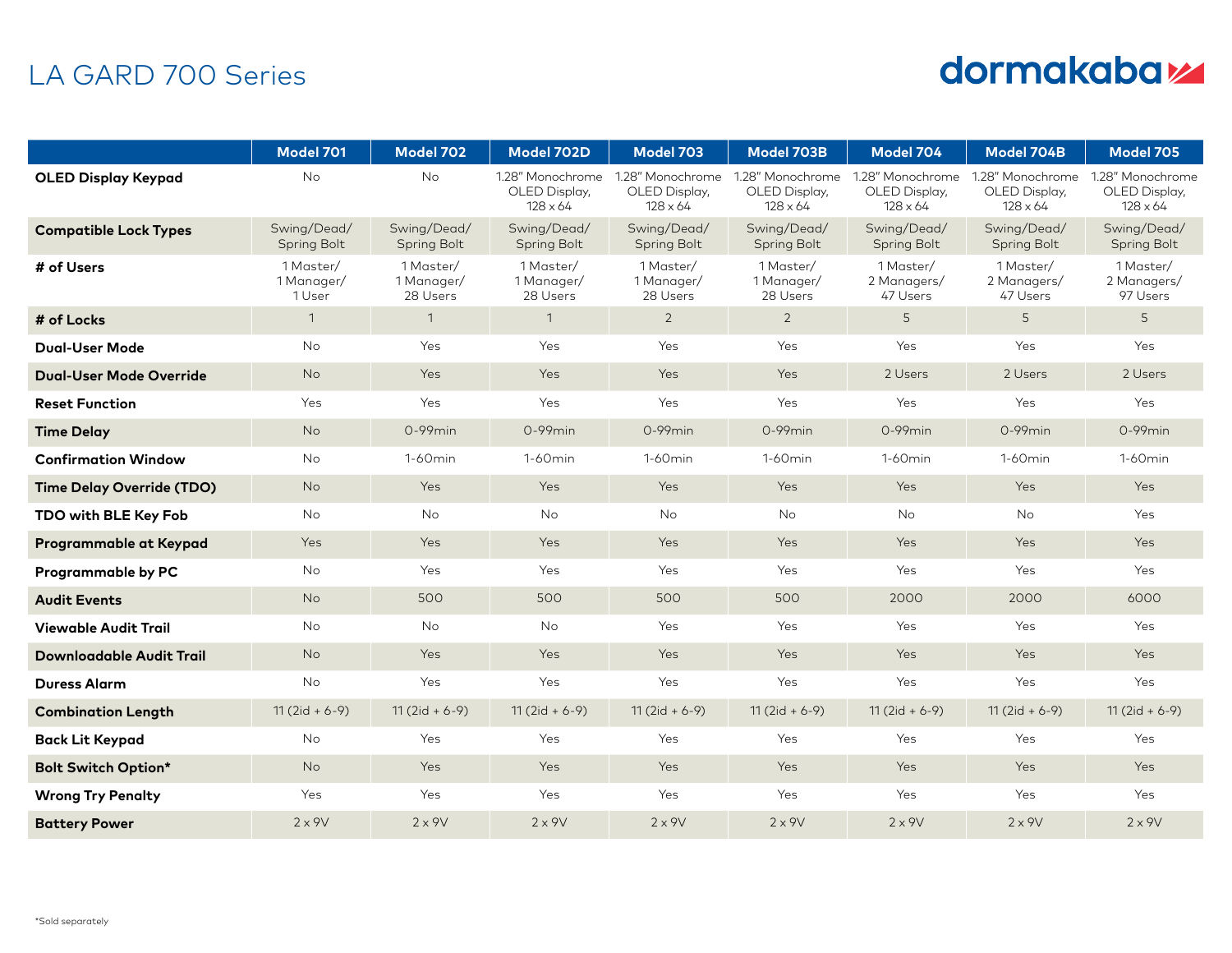# LA GARD 700 Series

dormakaba

| | Model 701 | Model 702 | Model 702D | Model 703 | Model 703B | Model 704 | Model 704B | Model 705 |
|---|---|---|---|---|---|---|---|---|
| **OLED Display Keypad** | No | No | 1.28" Monochrome OLED Display, 128 x 64 | 1.28" Monochrome OLED Display, 128 x 64 | 1.28" Monochrome OLED Display, 128 x 64 | 1.28" Monochrome OLED Display, 128 x 64 | 1.28" Monochrome OLED Display, 128 x 64 | 1.28" Monochrome OLED Display, 128 x 64 |
| **Compatible Lock Types** | Swing/Dead/ Spring Bolt | Swing/Dead/ Spring Bolt | Swing/Dead/ Spring Bolt | Swing/Dead/ Spring Bolt | Swing/Dead/ Spring Bolt | Swing/Dead/ Spring Bolt | Swing/Dead/ Spring Bolt | Swing/Dead/ Spring Bolt |
| **# of Users** | 1 Master/ 1 Manager/ 1 User | 1 Master/ 1 Manager/ 28 Users | 1 Master/ 1 Manager/ 28 Users | 1 Master/ 1 Manager/ 28 Users | 1 Master/ 1 Manager/ 28 Users | 1 Master/ 2 Managers/ 47 Users | 1 Master/ 2 Managers/ 47 Users | 1 Master/ 2 Managers/ 97 Users |
| **# of Locks** | 1 | 1 | 1 | 2 | 2 | 5 | 5 | 5 |
| **Dual-User Mode** | No | Yes | Yes | Yes | Yes | Yes | Yes | Yes |
| **Dual-User Mode Override** | No | Yes | Yes | Yes | Yes | 2 Users | 2 Users | 2 Users |
| **Reset Function** | Yes | Yes | Yes | Yes | Yes | Yes | Yes | Yes |
| **Time Delay** | No | 0-99min | 0-99min | 0-99min | 0-99min | 0-99min | 0-99min | 0-99min |
| **Confirmation Window** | No | 1-60min | 1-60min | 1-60min | 1-60min | 1-60min | 1-60min | 1-60min |
| **Time Delay Override (TDO)** | No | Yes | Yes | Yes | Yes | Yes | Yes | Yes |
| **TDO with BLE Key Fob** | No | No | No | No | No | No | No | Yes |
| **Programmable at Keypad** | Yes | Yes | Yes | Yes | Yes | Yes | Yes | Yes |
| **Programmable by PC** | No | Yes | Yes | Yes | Yes | Yes | Yes | Yes |
| **Audit Events** | No | 500 | 500 | 500 | 500 | 2000 | 2000 | 6000 |
| **Viewable Audit Trail** | No | No | No | Yes | Yes | Yes | Yes | Yes |
| **Downloadable Audit Trail** | No | Yes | Yes | Yes | Yes | Yes | Yes | Yes |
| **Duress Alarm** | No | Yes | Yes | Yes | Yes | Yes | Yes | Yes |
| **Combination Length** | 11 (2id + 6-9) | 11 (2id + 6-9) | 11 (2id + 6-9) | 11 (2id + 6-9) | 11 (2id + 6-9) | 11 (2id + 6-9) | 11 (2id + 6-9) | 11 (2id + 6-9) |
| **Back Lit Keypad** | No | Yes | Yes | Yes | Yes | Yes | Yes | Yes |
| **Bolt Switch Option*** | No | Yes | Yes | Yes | Yes | Yes | Yes | Yes |
| **Wrong Try Penalty** | Yes | Yes | Yes | Yes | Yes | Yes | Yes | Yes |
| **Battery Power** | 2 x 9V | 2 x 9V | 2 x 9V | 2 x 9V | 2 x 9V | 2 x 9V | 2 x 9V | 2 x 9V |

*Sold separately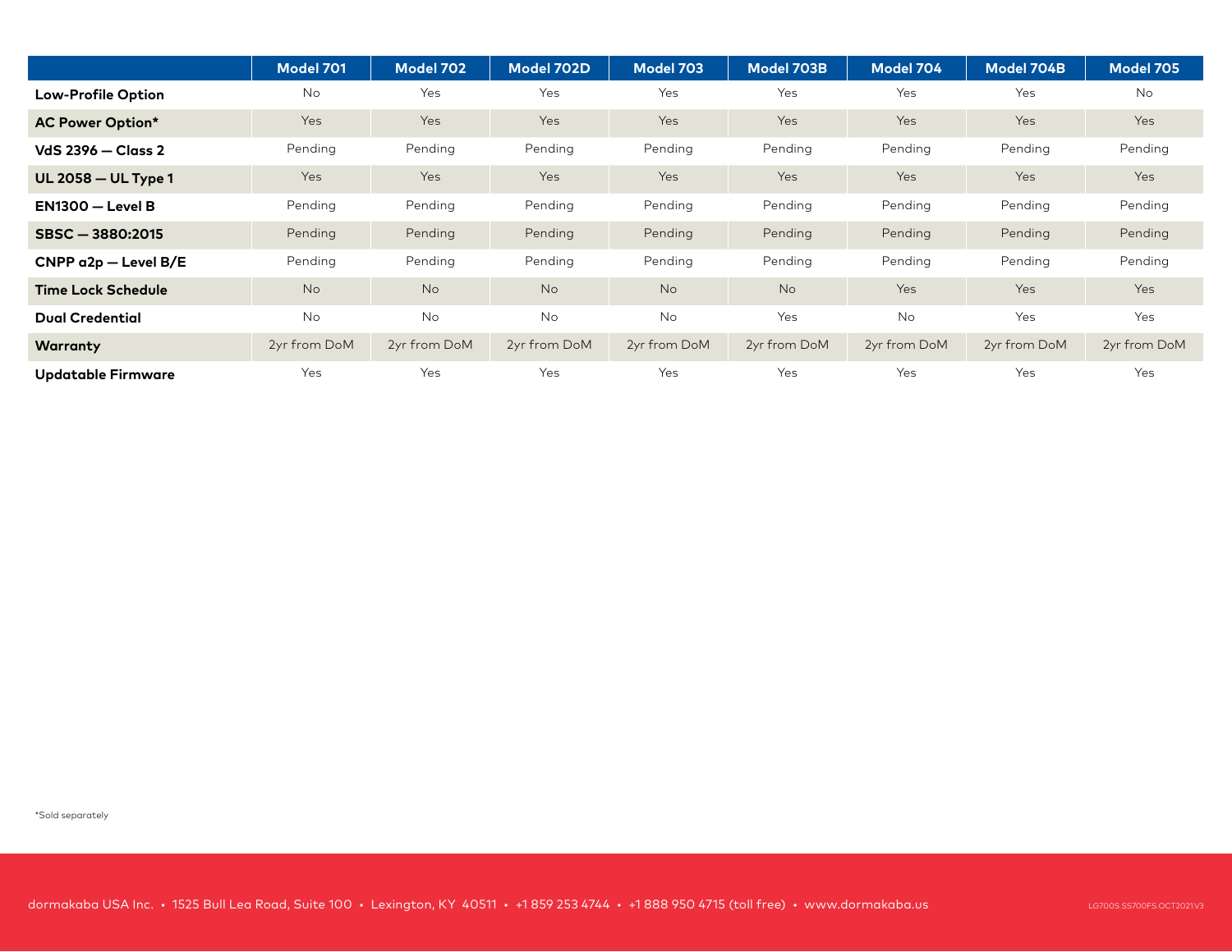| | Model 701 | Model 702 | Model 702D | Model 703 | Model 703B | Model 704 | Model 704B | Model 705 |
|---|---|---|---|---|---|---|---|---|
| **Low-Profile Option** | No | Yes | Yes | Yes | Yes | Yes | Yes | No |
| **AC Power Option*** | Yes | Yes | Yes | Yes | Yes | Yes | Yes | Yes |
| **VdS 2396 — Class 2** | Pending | Pending | Pending | Pending | Pending | Pending | Pending | Pending |
| **UL 2058 — UL Type 1** | Yes | Yes | Yes | Yes | Yes | Yes | Yes | Yes |
| **EN1300 — Level B** | Pending | Pending | Pending | Pending | Pending | Pending | Pending | Pending |
| **SBSC — 3880:2015** | Pending | Pending | Pending | Pending | Pending | Pending | Pending | Pending |
| **CNPP a2p — Level B/E** | Pending | Pending | Pending | Pending | Pending | Pending | Pending | Pending |
| **Time Lock Schedule** | No | No | No | No | No | Yes | Yes | Yes |
| **Dual Credential** | No | No | No | No | Yes | No | Yes | Yes |
| **Warranty** | 2yr from DoM | 2yr from DoM | 2yr from DoM | 2yr from DoM | 2yr from DoM | 2yr from DoM | 2yr from DoM | 2yr from DoM |
| **Updatable Firmware** | Yes | Yes | Yes | Yes | Yes | Yes | Yes | Yes |

*Sold separately

dormakaba USA Inc. • 1525 Bull Lea Road, Suite 100 • Lexington, KY 40511 • +1 859 253 4744 • +1 888 950 4715 (toll free) • www.dormakaba.us

LG700S.SS700FS.OCT2021V3